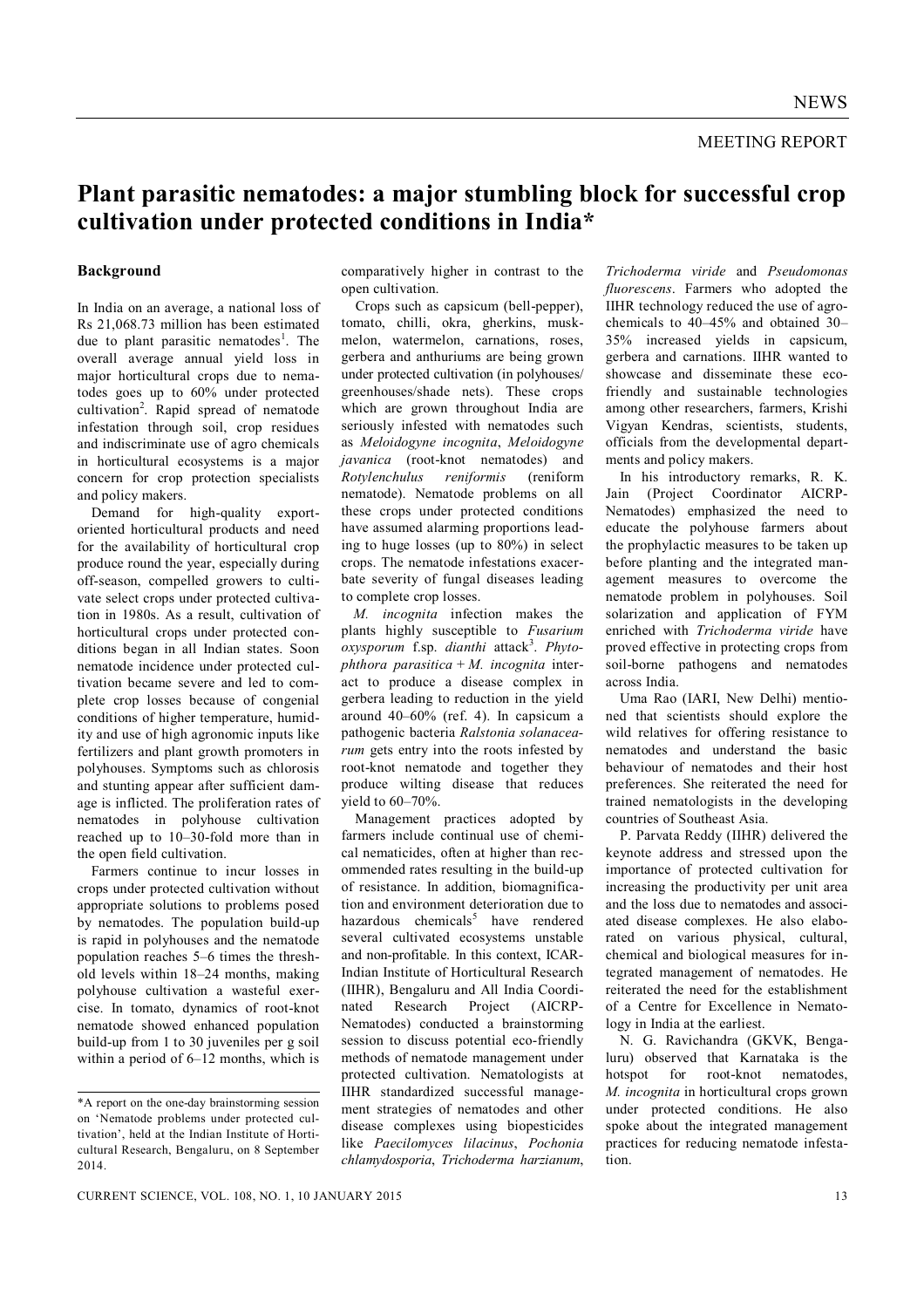NEWS

MEETING REPORT

# Plant parasitic nematodes: a major stumbling block for successful crop cultivation under protected conditions in India*

## Background

In India on an average, a national loss of Rs 21,068.73 million has been estimated due to plant parasitic nematodes[1]. The overall average annual yield loss in major horticultural crops due to nematodes goes up to 60% under protected cultivation[2]. Rapid spread of nematode infestation through soil, crop residues and indiscriminate use of agro chemicals in horticultural ecosystems is a major concern for crop protection specialists and policy makers.

Demand for high-quality export-oriented horticultural products and need for the availability of horticultural crop produce round the year, especially during off-season, compelled growers to cultivate select crops under protected cultivation in 1980s. As a result, cultivation of horticultural crops under protected conditions began in all Indian states. Soon nematode incidence under protected cultivation became severe and led to complete crop losses because of congenial conditions of higher temperature, humidity and use of high agronomic inputs like fertilizers and plant growth promoters in polyhouses. Symptoms such as chlorosis and stunting appear after sufficient damage is inflicted. The proliferation rates of nematodes in polyhouse cultivation reached up to 10–30-fold more than in the open field cultivation.

Farmers continue to incur losses in crops under protected cultivation without appropriate solutions to problems posed by nematodes. The population build-up is rapid in polyhouses and the nematode population reaches 5–6 times the threshold levels within 18–24 months, making polyhouse cultivation a wasteful exercise. In tomato, dynamics of root-knot nematode showed enhanced population build-up from 1 to 30 juveniles per g soil within a period of 6–12 months, which is comparatively higher in contrast to the open cultivation.

Crops such as capsicum (bell-pepper), tomato, chilli, okra, gherkins, muskmelon, watermelon, carnations, roses, gerbera and anthuriums are being grown under protected cultivation (in polyhouses/greenhouses/shade nets). These crops which are grown throughout India are seriously infested with nematodes such as *Meloidogyne incognita*, *Meloidogyne javanica* (root-knot nematodes) and *Rotylenchulus reniformis* (reniform nematode). Nematode problems on all these crops under protected conditions have assumed alarming proportions leading to huge losses (up to 80%) in select crops. The nematode infestations exacerbate severity of fungal diseases leading to complete crop losses.

*M. incognita* infection makes the plants highly susceptible to *Fusarium oxysporum* f.sp. *dianthi* attack[3]. *Phytophthora parasitica* + *M. incognita* interact to produce a disease complex in gerbera leading to reduction in the yield around 40–60% (ref. 4). In capsicum a pathogenic bacteria *Ralstonia solanacearum* gets entry into the roots infested by root-knot nematode and together they produce wilting disease that reduces yield to 60–70%.

Management practices adopted by farmers include continual use of chemical nematicides, often at higher than recommended rates resulting in the build-up of resistance. In addition, biomagnification and environment deterioration due to hazardous chemicals[5] have rendered several cultivated ecosystems unstable and non-profitable. In this context, ICAR-Indian Institute of Horticultural Research (IIHR), Bengaluru and All India Coordinated Research Project (AICRP-Nematodes) conducted a brainstorming session to discuss potential eco-friendly methods of nematode management under protected cultivation. Nematologists at IIHR standardized successful management strategies of nematodes and other disease complexes using biopesticides like *Paecilomyces lilacinus*, *Pochonia chlamydosporia*, *Trichoderma harzianum*, *Trichoderma viride* and *Pseudomonas fluorescens*. Farmers who adopted the IIHR technology reduced the use of agrochemicals to 40–45% and obtained 30–35% increased yields in capsicum, gerbera and carnations. IIHR wanted to showcase and disseminate these eco-friendly and sustainable technologies among other researchers, farmers, Krishi Vigyan Kendras, scientists, students, officials from the developmental departments and policy makers.

In his introductory remarks, R. K. Jain (Project Coordinator AICRP-Nematodes) emphasized the need to educate the polyhouse farmers about the prophylactic measures to be taken up before planting and the integrated management measures to overcome the nematode problem in polyhouses. Soil solarization and application of FYM enriched with *Trichoderma viride* have proved effective in protecting crops from soil-borne pathogens and nematodes across India.

Uma Rao (IARI, New Delhi) mentioned that scientists should explore the wild relatives for offering resistance to nematodes and understand the basic behaviour of nematodes and their host preferences. She reiterated the need for trained nematologists in the developing countries of Southeast Asia.

P. Parvata Reddy (IIHR) delivered the keynote address and stressed upon the importance of protected cultivation for increasing the productivity per unit area and the loss due to nematodes and associated disease complexes. He also elaborated on various physical, cultural, chemical and biological measures for integrated management of nematodes. He reiterated the need for the establishment of a Centre for Excellence in Nematology in India at the earliest.

N. G. Ravichandra (GKVK, Bengaluru) observed that Karnataka is the hotspot for root-knot nematodes, *M. incognita* in horticultural crops grown under protected conditions. He also spoke about the integrated management practices for reducing nematode infestation.

*A report on the one-day brainstorming session on 'Nematode problems under protected cultivation', held at the Indian Institute of Horticultural Research, Bengaluru, on 8 September 2014.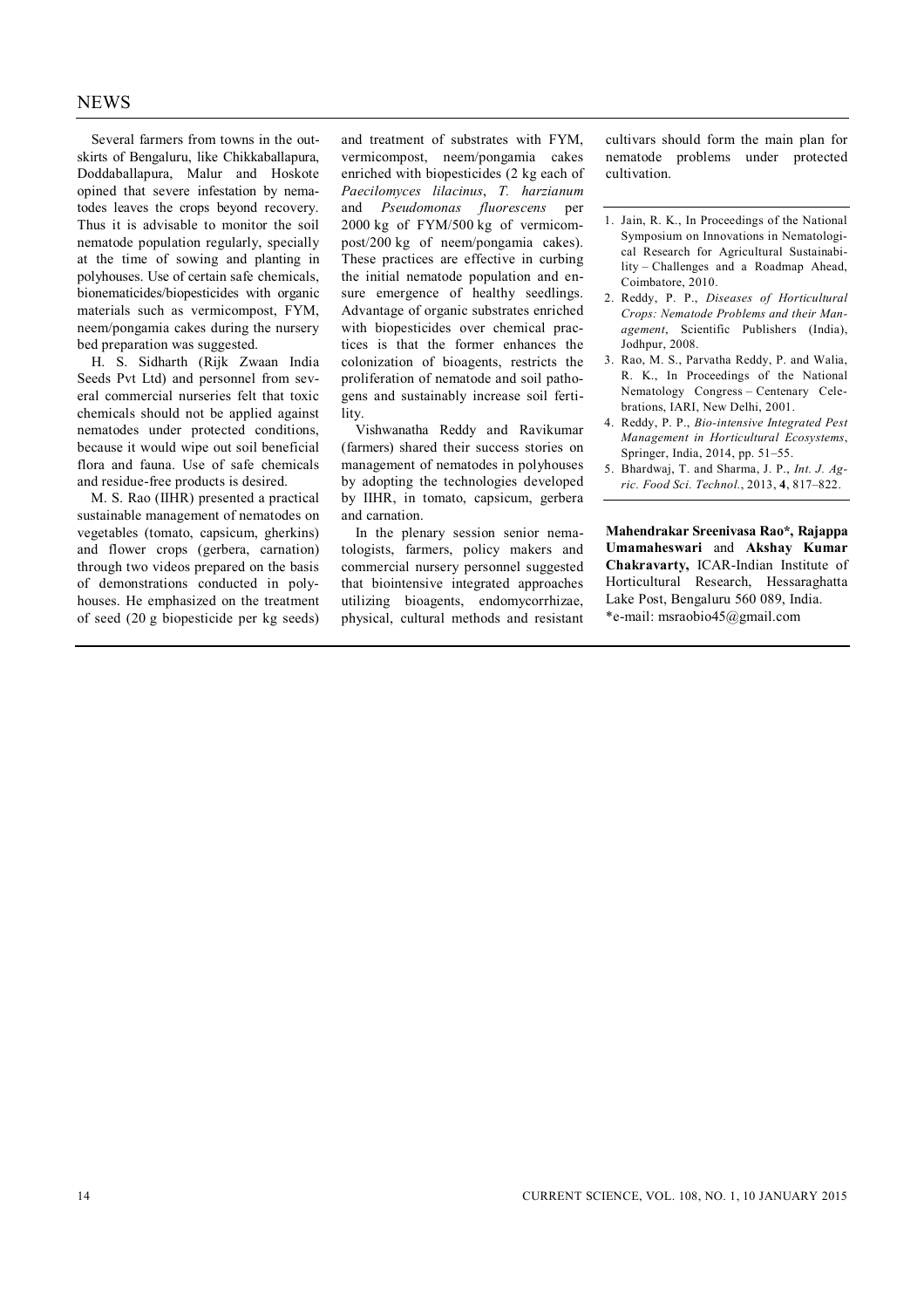Several farmers from towns in the outskirts of Bengaluru, like Chikkaballapura, Doddaballapura, Malur and Hoskote opined that severe infestation by nematodes leaves the crops beyond recovery. Thus it is advisable to monitor the soil nematode population regularly, specially at the time of sowing and planting in polyhouses. Use of certain safe chemicals, bionematicides/biopesticides with organic materials such as vermicompost, FYM, neem/pongamia cakes during the nursery bed preparation was suggested.

H. S. Sidharth (Rijk Zwaan India Seeds Pvt Ltd) and personnel from several commercial nurseries felt that toxic chemicals should not be applied against nematodes under protected conditions, because it would wipe out soil beneficial flora and fauna. Use of safe chemicals and residue-free products is desired.

M. S. Rao (IIHR) presented a practical sustainable management of nematodes on vegetables (tomato, capsicum, gherkins) and flower crops (gerbera, carnation) through two videos prepared on the basis of demonstrations conducted in polyhouses. He emphasized on the treatment of seed (20 g biopesticide per kg seeds) and treatment of substrates with FYM, vermicompost, neem/pongamia cakes enriched with biopesticides (2 kg each of *Paecilomyces lilacinus*, *T. harzianum* and *Pseudomonas fluorescens* per 2000 kg of FYM/500 kg of vermicompost/200 kg of neem/pongamia cakes). These practices are effective in curbing the initial nematode population and ensure emergence of healthy seedlings. Advantage of organic substrates enriched with biopesticides over chemical practices is that the former enhances the colonization of bioagents, restricts the proliferation of nematode and soil pathogens and sustainably increase soil fertility.

Vishwanatha Reddy and Ravikumar (farmers) shared their success stories on management of nematodes in polyhouses by adopting the technologies developed by IIHR, in tomato, capsicum, gerbera and carnation.

In the plenary session senior nematologists, farmers, policy makers and commercial nursery personnel suggested that biointensive integrated approaches utilizing bioagents, endomycorrhizae, physical, cultural methods and resistant cultivars should form the main plan for nematode problems under protected cultivation.

1. Jain, R. K., In Proceedings of the National Symposium on Innovations in Nematological Research for Agricultural Sustainability – Challenges and a Roadmap Ahead, Coimbatore, 2010.
2. Reddy, P. P., *Diseases of Horticultural Crops: Nematode Problems and their Management*, Scientific Publishers (India), Jodhpur, 2008.
3. Rao, M. S., Parvatha Reddy, P. and Walia, R. K., In Proceedings of the National Nematology Congress – Centenary Celebrations, IARI, New Delhi, 2001.
4. Reddy, P. P., *Bio-intensive Integrated Pest Management in Horticultural Ecosystems*, Springer, India, 2014, pp. 51–55.
5. Bhardwaj, T. and Sharma, J. P., *Int. J. Agric. Food Sci. Technol.*, 2013, **4**, 817–822.

**Mahendrakar Sreenivasa Rao\*, Rajappa Umamaheswari** and **Akshay Kumar Chakravarty,** ICAR-Indian Institute of Horticultural Research, Hessaraghatta Lake Post, Bengaluru 560 089, India.
\*e-mail: msraobio45@gmail.com